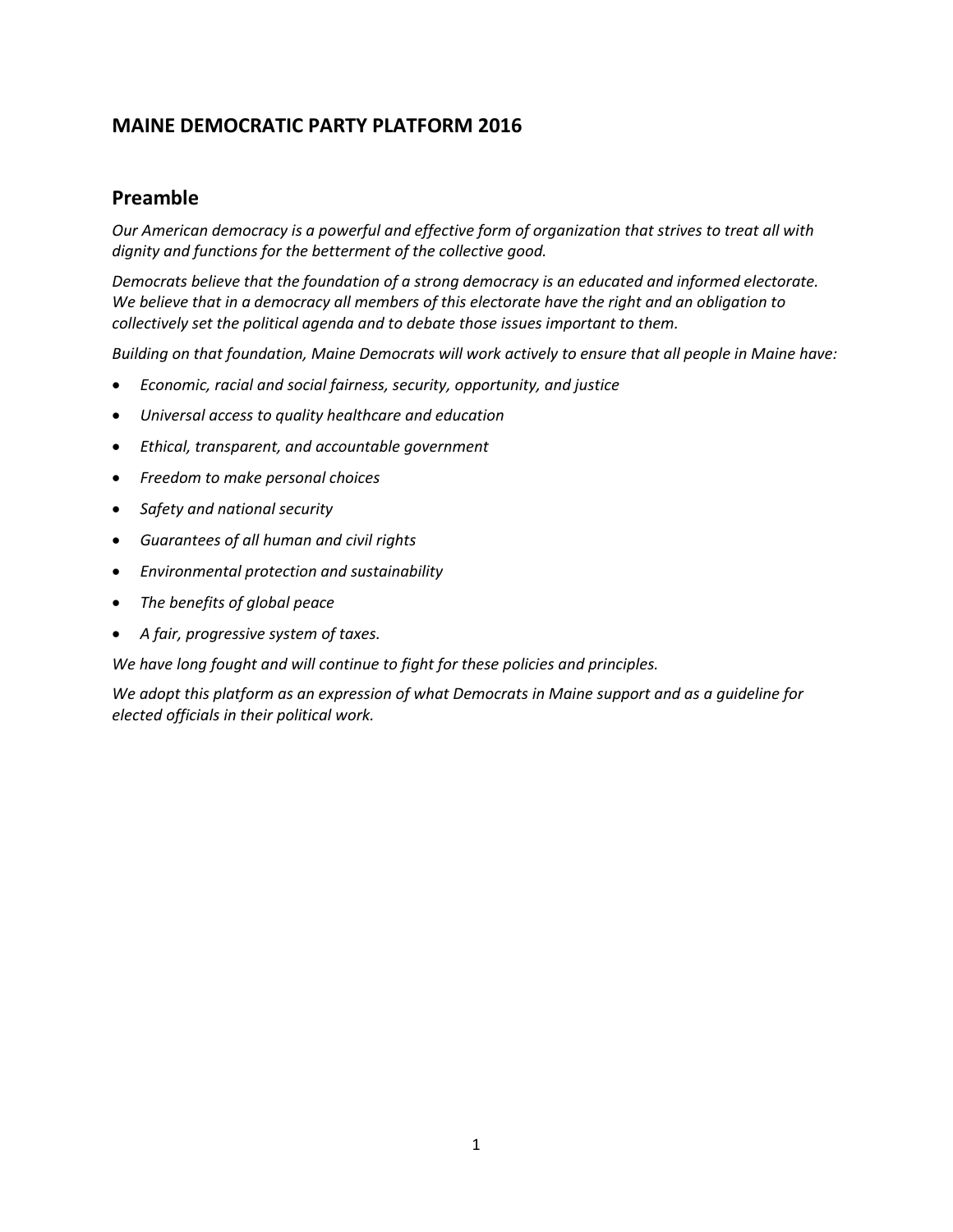# MAINE DEMOCRATIC PARTY PLATFORM 2016

## Preamble

*Our American democracy is a powerful and effective form of organization that strives to treat all with dignity and functions for the betterment of the collective good.*

*Democrats believe that the foundation of a strong democracy is an educated and informed electorate. We believe that in a democracy all members of this electorate have the right and an obligation to collectively set the political agenda and to debate those issues important to them.*

*Building on that foundation, Maine Democrats will work actively to ensure that all people in Maine have:*

- *Economic, racial and social fairness, security, opportunity, and justice*
- *Universal access to quality healthcare and education*
- *Ethical, transparent, and accountable government*
- *Freedom to make personal choices*
- *Safety and national security*
- *Guarantees of all human and civil rights*
- *Environmental protection and sustainability*
- *The benefits of global peace*
- *A fair, progressive system of taxes.*

*We have long fought and will continue to fight for these policies and principles.*

*We adopt this platform as an expression of what Democrats in Maine support and as a guideline for elected officials in their political work.*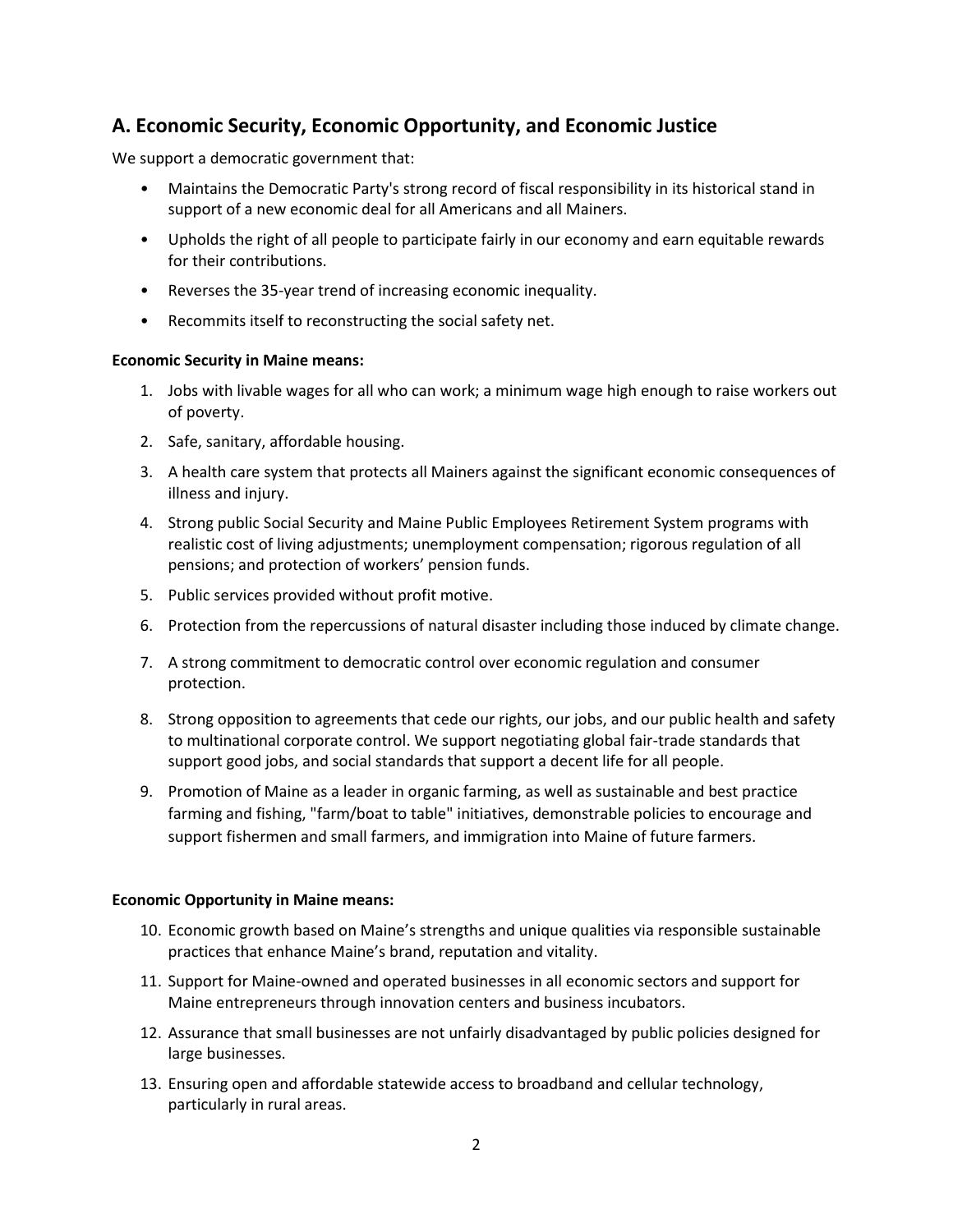## A. Economic Security, Economic Opportunity, and Economic Justice

We support a democratic government that:

- Maintains the Democratic Party's strong record of fiscal responsibility in its historical stand in support of a new economic deal for all Americans and all Mainers.
- Upholds the right of all people to participate fairly in our economy and earn equitable rewards for their contributions.
- Reverses the 35-year trend of increasing economic inequality.
- Recommits itself to reconstructing the social safety net.

**Economic Security in Maine means:**

1. Jobs with livable wages for all who can work; a minimum wage high enough to raise workers out of poverty.
2. Safe, sanitary, affordable housing.
3. A health care system that protects all Mainers against the significant economic consequences of illness and injury.
4. Strong public Social Security and Maine Public Employees Retirement System programs with realistic cost of living adjustments; unemployment compensation; rigorous regulation of all pensions; and protection of workers' pension funds.
5. Public services provided without profit motive.
6. Protection from the repercussions of natural disaster including those induced by climate change.
7. A strong commitment to democratic control over economic regulation and consumer protection.
8. Strong opposition to agreements that cede our rights, our jobs, and our public health and safety to multinational corporate control. We support negotiating global fair-trade standards that support good jobs, and social standards that support a decent life for all people.
9. Promotion of Maine as a leader in organic farming, as well as sustainable and best practice farming and fishing, "farm/boat to table" initiatives, demonstrable policies to encourage and support fishermen and small farmers, and immigration into Maine of future farmers.

**Economic Opportunity in Maine means:**

10. Economic growth based on Maine's strengths and unique qualities via responsible sustainable practices that enhance Maine's brand, reputation and vitality.
11. Support for Maine-owned and operated businesses in all economic sectors and support for Maine entrepreneurs through innovation centers and business incubators.
12. Assurance that small businesses are not unfairly disadvantaged by public policies designed for large businesses.
13. Ensuring open and affordable statewide access to broadband and cellular technology, particularly in rural areas.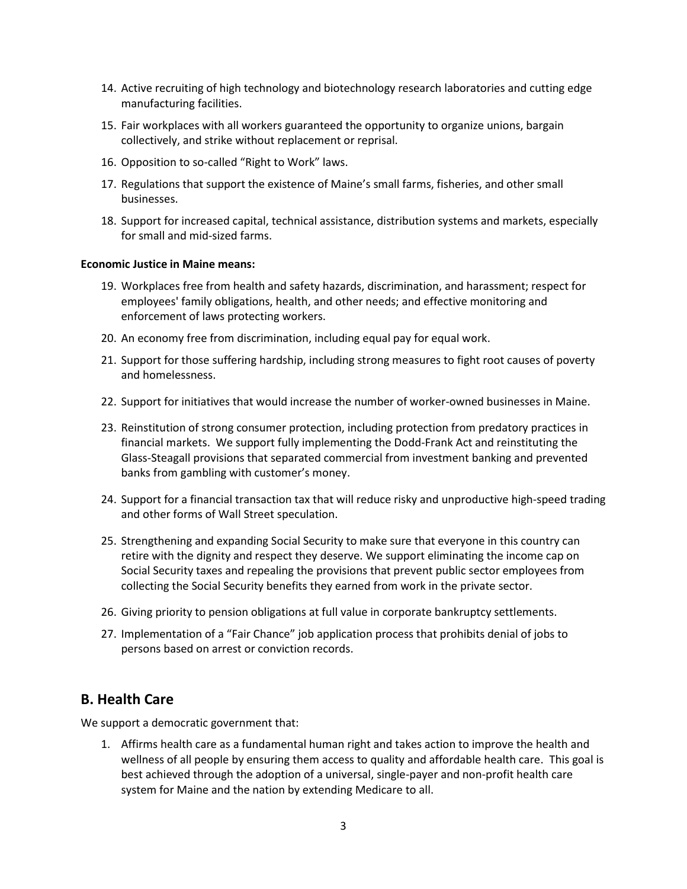14. Active recruiting of high technology and biotechnology research laboratories and cutting edge manufacturing facilities.

15. Fair workplaces with all workers guaranteed the opportunity to organize unions, bargain collectively, and strike without replacement or reprisal.

16. Opposition to so-called "Right to Work" laws.

17. Regulations that support the existence of Maine's small farms, fisheries, and other small businesses.

18. Support for increased capital, technical assistance, distribution systems and markets, especially for small and mid-sized farms.

**Economic Justice in Maine means:**

19. Workplaces free from health and safety hazards, discrimination, and harassment; respect for employees' family obligations, health, and other needs; and effective monitoring and enforcement of laws protecting workers.

20. An economy free from discrimination, including equal pay for equal work.

21. Support for those suffering hardship, including strong measures to fight root causes of poverty and homelessness.

22. Support for initiatives that would increase the number of worker-owned businesses in Maine.

23. Reinstitution of strong consumer protection, including protection from predatory practices in financial markets. We support fully implementing the Dodd-Frank Act and reinstituting the Glass-Steagall provisions that separated commercial from investment banking and prevented banks from gambling with customer's money.

24. Support for a financial transaction tax that will reduce risky and unproductive high-speed trading and other forms of Wall Street speculation.

25. Strengthening and expanding Social Security to make sure that everyone in this country can retire with the dignity and respect they deserve. We support eliminating the income cap on Social Security taxes and repealing the provisions that prevent public sector employees from collecting the Social Security benefits they earned from work in the private sector.

26. Giving priority to pension obligations at full value in corporate bankruptcy settlements.

27. Implementation of a "Fair Chance" job application process that prohibits denial of jobs to persons based on arrest or conviction records.

## B. Health Care

We support a democratic government that:

1. Affirms health care as a fundamental human right and takes action to improve the health and wellness of all people by ensuring them access to quality and affordable health care. This goal is best achieved through the adoption of a universal, single-payer and non-profit health care system for Maine and the nation by extending Medicare to all.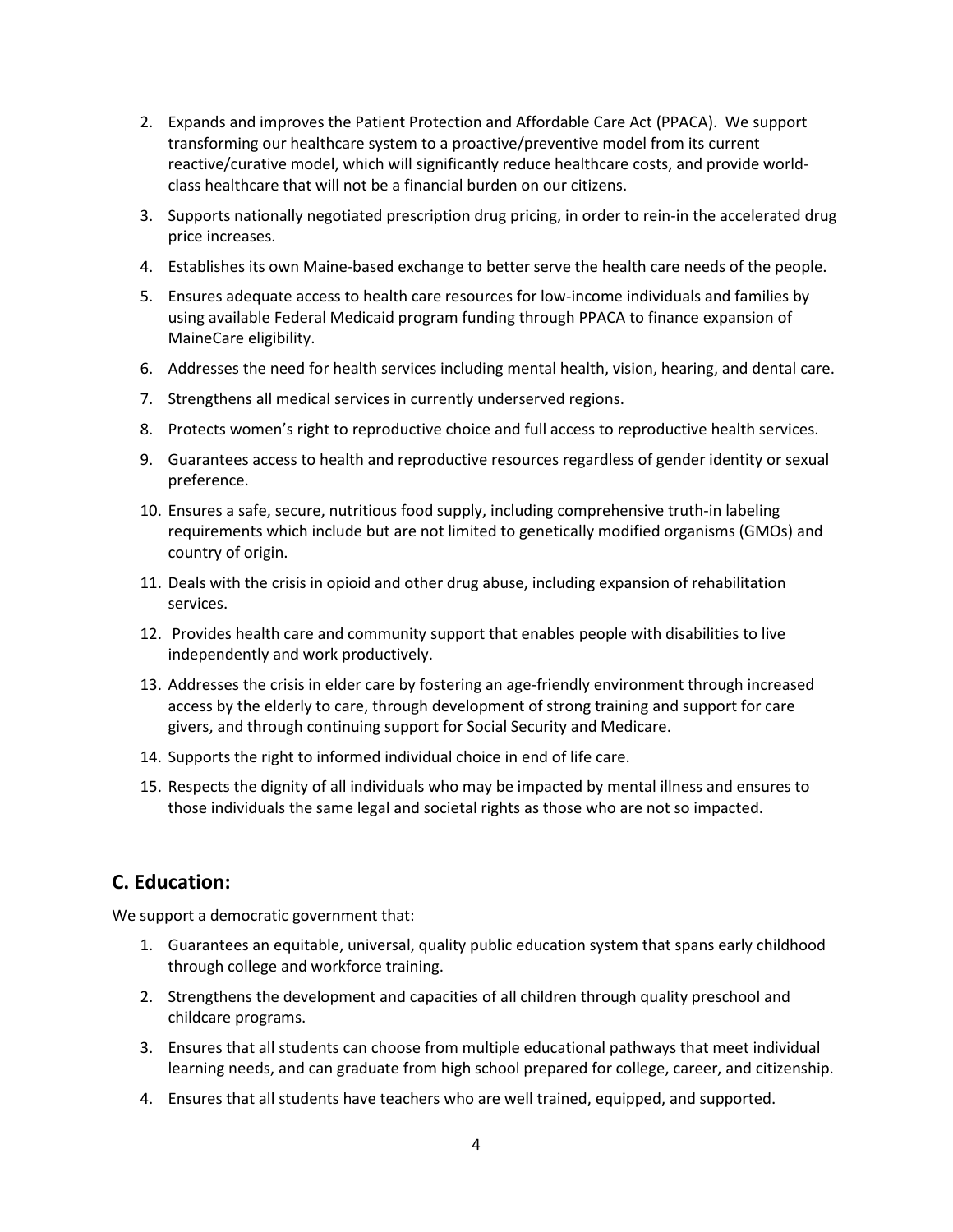2. Expands and improves the Patient Protection and Affordable Care Act (PPACA). We support transforming our healthcare system to a proactive/preventive model from its current reactive/curative model, which will significantly reduce healthcare costs, and provide world-class healthcare that will not be a financial burden on our citizens.
3. Supports nationally negotiated prescription drug pricing, in order to rein-in the accelerated drug price increases.
4. Establishes its own Maine-based exchange to better serve the health care needs of the people.
5. Ensures adequate access to health care resources for low-income individuals and families by using available Federal Medicaid program funding through PPACA to finance expansion of MaineCare eligibility.
6. Addresses the need for health services including mental health, vision, hearing, and dental care.
7. Strengthens all medical services in currently underserved regions.
8. Protects women's right to reproductive choice and full access to reproductive health services.
9. Guarantees access to health and reproductive resources regardless of gender identity or sexual preference.
10. Ensures a safe, secure, nutritious food supply, including comprehensive truth-in labeling requirements which include but are not limited to genetically modified organisms (GMOs) and country of origin.
11. Deals with the crisis in opioid and other drug abuse, including expansion of rehabilitation services.
12. Provides health care and community support that enables people with disabilities to live independently and work productively.
13. Addresses the crisis in elder care by fostering an age-friendly environment through increased access by the elderly to care, through development of strong training and support for care givers, and through continuing support for Social Security and Medicare.
14. Supports the right to informed individual choice in end of life care.
15. Respects the dignity of all individuals who may be impacted by mental illness and ensures to those individuals the same legal and societal rights as those who are not so impacted.

## C. Education:

We support a democratic government that:

1. Guarantees an equitable, universal, quality public education system that spans early childhood through college and workforce training.
2. Strengthens the development and capacities of all children through quality preschool and childcare programs.
3. Ensures that all students can choose from multiple educational pathways that meet individual learning needs, and can graduate from high school prepared for college, career, and citizenship.
4. Ensures that all students have teachers who are well trained, equipped, and supported.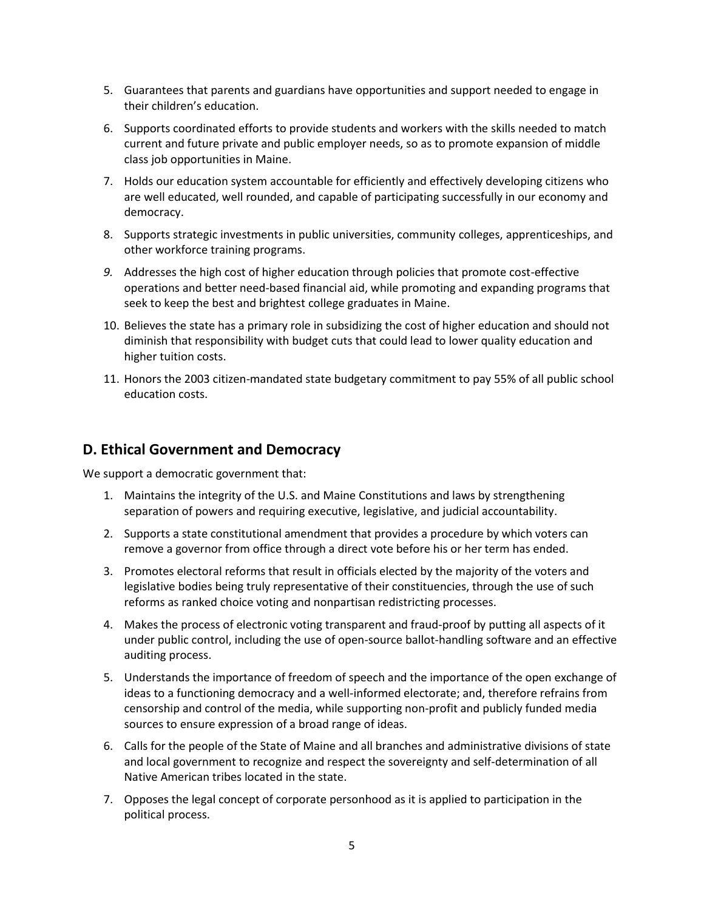5. Guarantees that parents and guardians have opportunities and support needed to engage in their children's education.
6. Supports coordinated efforts to provide students and workers with the skills needed to match current and future private and public employer needs, so as to promote expansion of middle class job opportunities in Maine.
7. Holds our education system accountable for efficiently and effectively developing citizens who are well educated, well rounded, and capable of participating successfully in our economy and democracy.
8. Supports strategic investments in public universities, community colleges, apprenticeships, and other workforce training programs.
9. Addresses the high cost of higher education through policies that promote cost-effective operations and better need-based financial aid, while promoting and expanding programs that seek to keep the best and brightest college graduates in Maine.
10. Believes the state has a primary role in subsidizing the cost of higher education and should not diminish that responsibility with budget cuts that could lead to lower quality education and higher tuition costs.
11. Honors the 2003 citizen-mandated state budgetary commitment to pay 55% of all public school education costs.

## D. Ethical Government and Democracy

We support a democratic government that:

1. Maintains the integrity of the U.S. and Maine Constitutions and laws by strengthening separation of powers and requiring executive, legislative, and judicial accountability.
2. Supports a state constitutional amendment that provides a procedure by which voters can remove a governor from office through a direct vote before his or her term has ended.
3. Promotes electoral reforms that result in officials elected by the majority of the voters and legislative bodies being truly representative of their constituencies, through the use of such reforms as ranked choice voting and nonpartisan redistricting processes.
4. Makes the process of electronic voting transparent and fraud-proof by putting all aspects of it under public control, including the use of open-source ballot-handling software and an effective auditing process.
5. Understands the importance of freedom of speech and the importance of the open exchange of ideas to a functioning democracy and a well-informed electorate; and, therefore refrains from censorship and control of the media, while supporting non-profit and publicly funded media sources to ensure expression of a broad range of ideas.
6. Calls for the people of the State of Maine and all branches and administrative divisions of state and local government to recognize and respect the sovereignty and self-determination of all Native American tribes located in the state.
7. Opposes the legal concept of corporate personhood as it is applied to participation in the political process.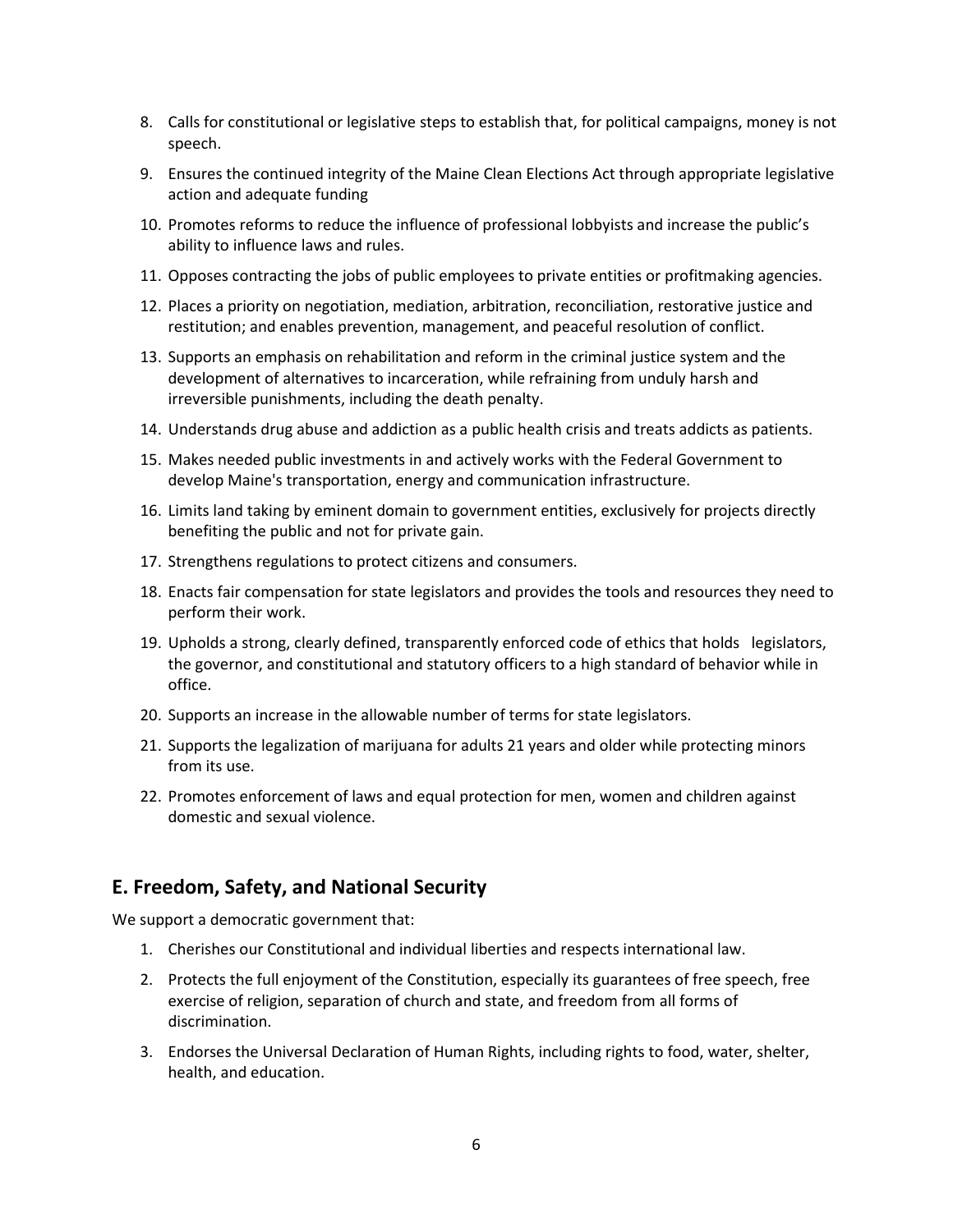8. Calls for constitutional or legislative steps to establish that, for political campaigns, money is not speech.
9. Ensures the continued integrity of the Maine Clean Elections Act through appropriate legislative action and adequate funding
10. Promotes reforms to reduce the influence of professional lobbyists and increase the public's ability to influence laws and rules.
11. Opposes contracting the jobs of public employees to private entities or profitmaking agencies.
12. Places a priority on negotiation, mediation, arbitration, reconciliation, restorative justice and restitution; and enables prevention, management, and peaceful resolution of conflict.
13. Supports an emphasis on rehabilitation and reform in the criminal justice system and the development of alternatives to incarceration, while refraining from unduly harsh and irreversible punishments, including the death penalty.
14. Understands drug abuse and addiction as a public health crisis and treats addicts as patients.
15. Makes needed public investments in and actively works with the Federal Government to develop Maine's transportation, energy and communication infrastructure.
16. Limits land taking by eminent domain to government entities, exclusively for projects directly benefiting the public and not for private gain.
17. Strengthens regulations to protect citizens and consumers.
18. Enacts fair compensation for state legislators and provides the tools and resources they need to perform their work.
19. Upholds a strong, clearly defined, transparently enforced code of ethics that holds legislators, the governor, and constitutional and statutory officers to a high standard of behavior while in office.
20. Supports an increase in the allowable number of terms for state legislators.
21. Supports the legalization of marijuana for adults 21 years and older while protecting minors from its use.
22. Promotes enforcement of laws and equal protection for men, women and children against domestic and sexual violence.

## E. Freedom, Safety, and National Security

We support a democratic government that:

1. Cherishes our Constitutional and individual liberties and respects international law.
2. Protects the full enjoyment of the Constitution, especially its guarantees of free speech, free exercise of religion, separation of church and state, and freedom from all forms of discrimination.
3. Endorses the Universal Declaration of Human Rights, including rights to food, water, shelter, health, and education.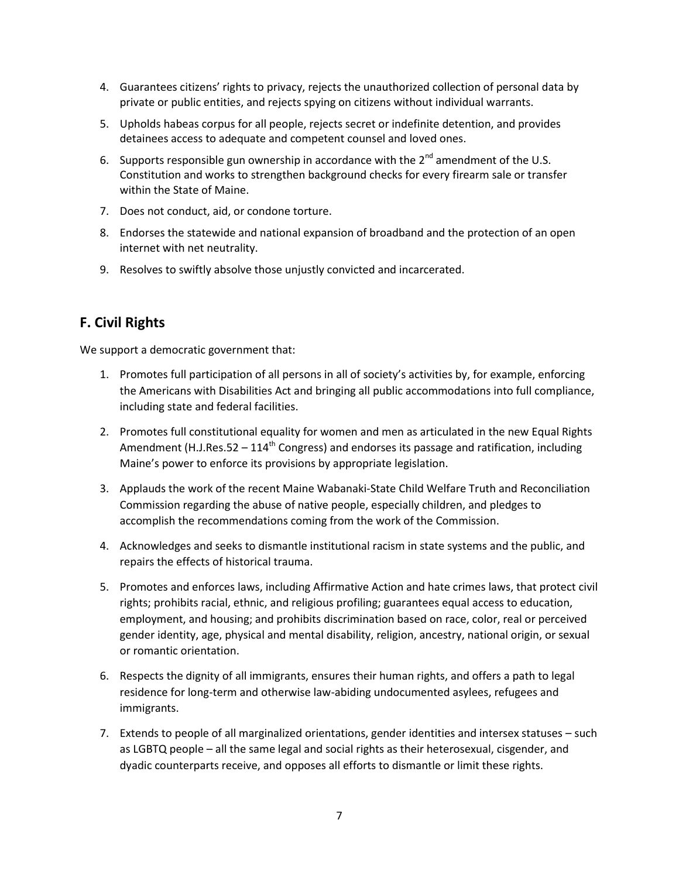4. Guarantees citizens' rights to privacy, rejects the unauthorized collection of personal data by private or public entities, and rejects spying on citizens without individual warrants.
5. Upholds habeas corpus for all people, rejects secret or indefinite detention, and provides detainees access to adequate and competent counsel and loved ones.
6. Supports responsible gun ownership in accordance with the 2nd amendment of the U.S. Constitution and works to strengthen background checks for every firearm sale or transfer within the State of Maine.
7. Does not conduct, aid, or condone torture.
8. Endorses the statewide and national expansion of broadband and the protection of an open internet with net neutrality.
9. Resolves to swiftly absolve those unjustly convicted and incarcerated.

## F. Civil Rights

We support a democratic government that:

1. Promotes full participation of all persons in all of society's activities by, for example, enforcing the Americans with Disabilities Act and bringing all public accommodations into full compliance, including state and federal facilities.
2. Promotes full constitutional equality for women and men as articulated in the new Equal Rights Amendment (H.J.Res.52 – 114th Congress) and endorses its passage and ratification, including Maine's power to enforce its provisions by appropriate legislation.
3. Applauds the work of the recent Maine Wabanaki-State Child Welfare Truth and Reconciliation Commission regarding the abuse of native people, especially children, and pledges to accomplish the recommendations coming from the work of the Commission.
4. Acknowledges and seeks to dismantle institutional racism in state systems and the public, and repairs the effects of historical trauma.
5. Promotes and enforces laws, including Affirmative Action and hate crimes laws, that protect civil rights; prohibits racial, ethnic, and religious profiling; guarantees equal access to education, employment, and housing; and prohibits discrimination based on race, color, real or perceived gender identity, age, physical and mental disability, religion, ancestry, national origin, or sexual or romantic orientation.
6. Respects the dignity of all immigrants, ensures their human rights, and offers a path to legal residence for long-term and otherwise law-abiding undocumented asylees, refugees and immigrants.
7. Extends to people of all marginalized orientations, gender identities and intersex statuses – such as LGBTQ people – all the same legal and social rights as their heterosexual, cisgender, and dyadic counterparts receive, and opposes all efforts to dismantle or limit these rights.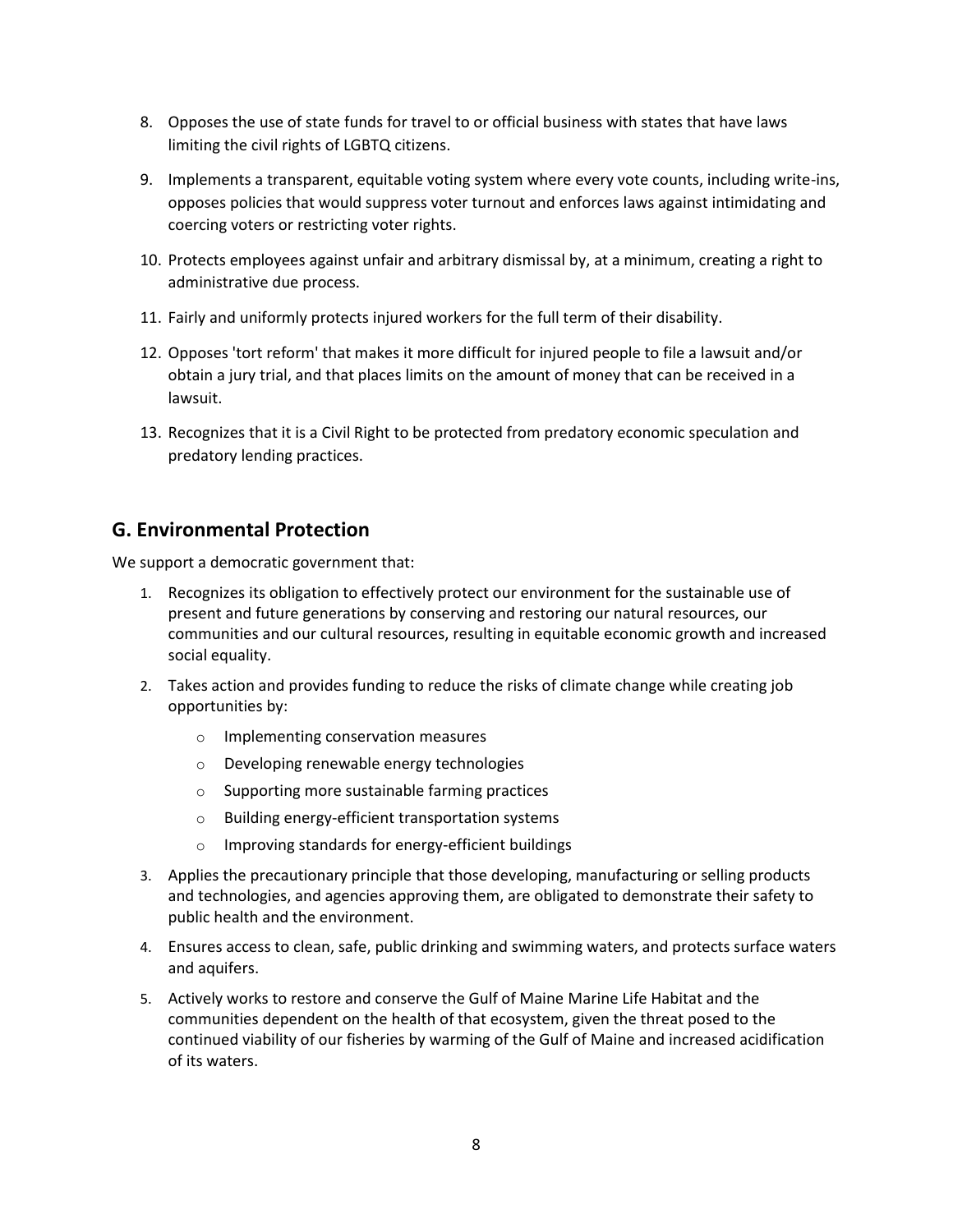8. Opposes the use of state funds for travel to or official business with states that have laws limiting the civil rights of LGBTQ citizens.
9. Implements a transparent, equitable voting system where every vote counts, including write-ins, opposes policies that would suppress voter turnout and enforces laws against intimidating and coercing voters or restricting voter rights.
10. Protects employees against unfair and arbitrary dismissal by, at a minimum, creating a right to administrative due process.
11. Fairly and uniformly protects injured workers for the full term of their disability.
12. Opposes 'tort reform' that makes it more difficult for injured people to file a lawsuit and/or obtain a jury trial, and that places limits on the amount of money that can be received in a lawsuit.
13. Recognizes that it is a Civil Right to be protected from predatory economic speculation and predatory lending practices.

## G. Environmental Protection

We support a democratic government that:

1. Recognizes its obligation to effectively protect our environment for the sustainable use of present and future generations by conserving and restoring our natural resources, our communities and our cultural resources, resulting in equitable economic growth and increased social equality.
2. Takes action and provides funding to reduce the risks of climate change while creating job opportunities by:
    - Implementing conservation measures
    - Developing renewable energy technologies
    - Supporting more sustainable farming practices
    - Building energy-efficient transportation systems
    - Improving standards for energy-efficient buildings
3. Applies the precautionary principle that those developing, manufacturing or selling products and technologies, and agencies approving them, are obligated to demonstrate their safety to public health and the environment.
4. Ensures access to clean, safe, public drinking and swimming waters, and protects surface waters and aquifers.
5. Actively works to restore and conserve the Gulf of Maine Marine Life Habitat and the communities dependent on the health of that ecosystem, given the threat posed to the continued viability of our fisheries by warming of the Gulf of Maine and increased acidification of its waters.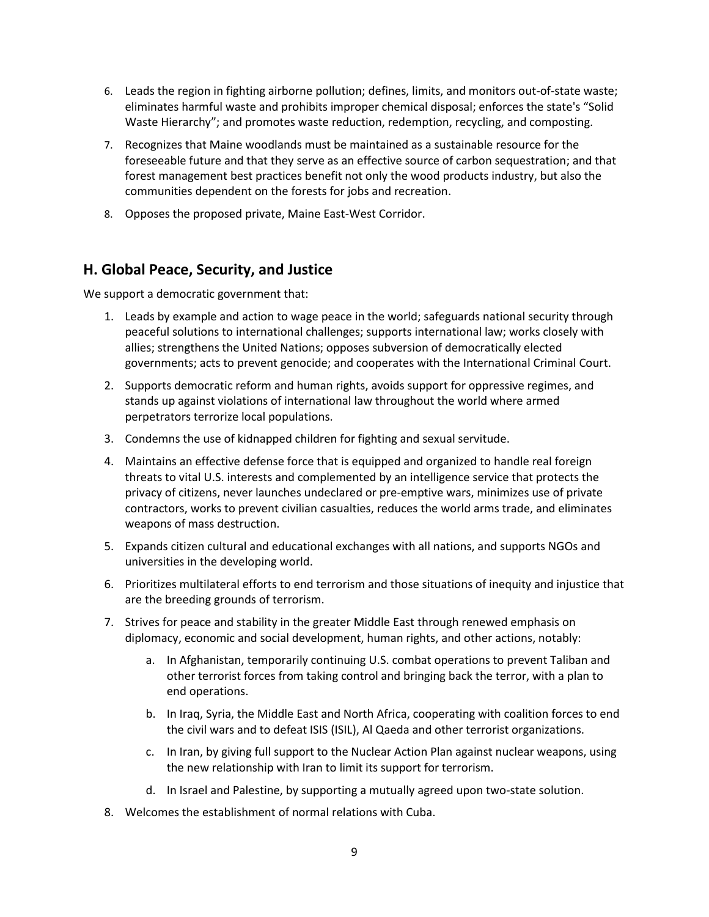6. Leads the region in fighting airborne pollution; defines, limits, and monitors out-of-state waste; eliminates harmful waste and prohibits improper chemical disposal; enforces the state's "Solid Waste Hierarchy"; and promotes waste reduction, redemption, recycling, and composting.
7. Recognizes that Maine woodlands must be maintained as a sustainable resource for the foreseeable future and that they serve as an effective source of carbon sequestration; and that forest management best practices benefit not only the wood products industry, but also the communities dependent on the forests for jobs and recreation.
8. Opposes the proposed private, Maine East-West Corridor.

## H. Global Peace, Security, and Justice

We support a democratic government that:

1. Leads by example and action to wage peace in the world; safeguards national security through peaceful solutions to international challenges; supports international law; works closely with allies; strengthens the United Nations; opposes subversion of democratically elected governments; acts to prevent genocide; and cooperates with the International Criminal Court.
2. Supports democratic reform and human rights, avoids support for oppressive regimes, and stands up against violations of international law throughout the world where armed perpetrators terrorize local populations.
3. Condemns the use of kidnapped children for fighting and sexual servitude.
4. Maintains an effective defense force that is equipped and organized to handle real foreign threats to vital U.S. interests and complemented by an intelligence service that protects the privacy of citizens, never launches undeclared or pre-emptive wars, minimizes use of private contractors, works to prevent civilian casualties, reduces the world arms trade, and eliminates weapons of mass destruction.
5. Expands citizen cultural and educational exchanges with all nations, and supports NGOs and universities in the developing world.
6. Prioritizes multilateral efforts to end terrorism and those situations of inequity and injustice that are the breeding grounds of terrorism.
7. Strives for peace and stability in the greater Middle East through renewed emphasis on diplomacy, economic and social development, human rights, and other actions, notably:
    a. In Afghanistan, temporarily continuing U.S. combat operations to prevent Taliban and other terrorist forces from taking control and bringing back the terror, with a plan to end operations.
    b. In Iraq, Syria, the Middle East and North Africa, cooperating with coalition forces to end the civil wars and to defeat ISIS (ISIL), Al Qaeda and other terrorist organizations.
    c. In Iran, by giving full support to the Nuclear Action Plan against nuclear weapons, using the new relationship with Iran to limit its support for terrorism.
    d. In Israel and Palestine, by supporting a mutually agreed upon two-state solution.
8. Welcomes the establishment of normal relations with Cuba.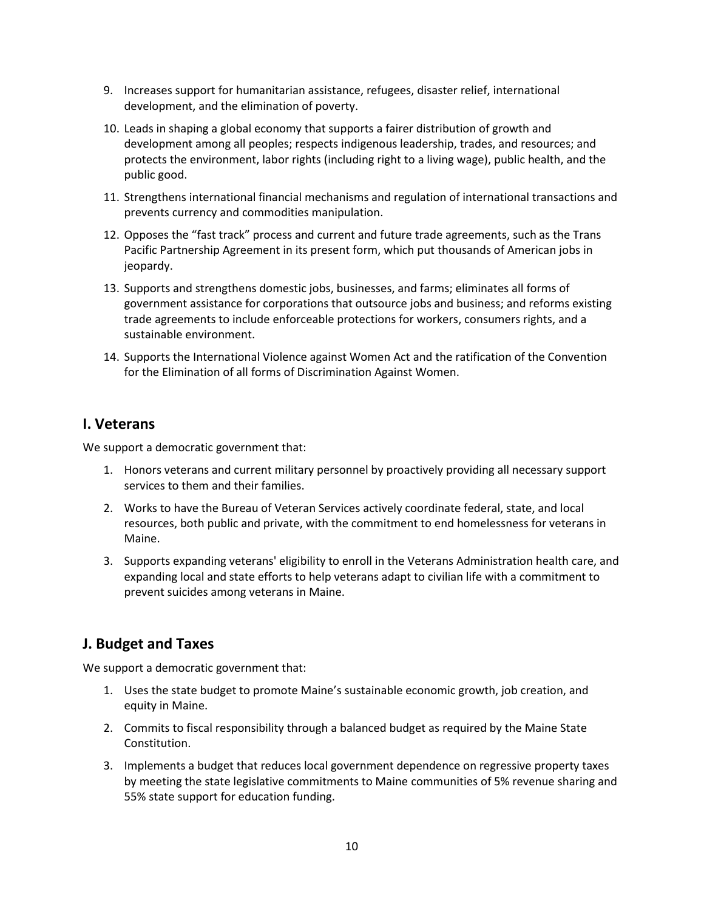9. Increases support for humanitarian assistance, refugees, disaster relief, international development, and the elimination of poverty.

10. Leads in shaping a global economy that supports a fairer distribution of growth and development among all peoples; respects indigenous leadership, trades, and resources; and protects the environment, labor rights (including right to a living wage), public health, and the public good.

11. Strengthens international financial mechanisms and regulation of international transactions and prevents currency and commodities manipulation.

12. Opposes the "fast track" process and current and future trade agreements, such as the Trans Pacific Partnership Agreement in its present form, which put thousands of American jobs in jeopardy.

13. Supports and strengthens domestic jobs, businesses, and farms; eliminates all forms of government assistance for corporations that outsource jobs and business; and reforms existing trade agreements to include enforceable protections for workers, consumers rights, and a sustainable environment.

14. Supports the International Violence against Women Act and the ratification of the Convention for the Elimination of all forms of Discrimination Against Women.

## I. Veterans

We support a democratic government that:

1. Honors veterans and current military personnel by proactively providing all necessary support services to them and their families.

2. Works to have the Bureau of Veteran Services actively coordinate federal, state, and local resources, both public and private, with the commitment to end homelessness for veterans in Maine.

3. Supports expanding veterans' eligibility to enroll in the Veterans Administration health care, and expanding local and state efforts to help veterans adapt to civilian life with a commitment to prevent suicides among veterans in Maine.

## J. Budget and Taxes

We support a democratic government that:

1. Uses the state budget to promote Maine's sustainable economic growth, job creation, and equity in Maine.

2. Commits to fiscal responsibility through a balanced budget as required by the Maine State Constitution.

3. Implements a budget that reduces local government dependence on regressive property taxes by meeting the state legislative commitments to Maine communities of 5% revenue sharing and 55% state support for education funding.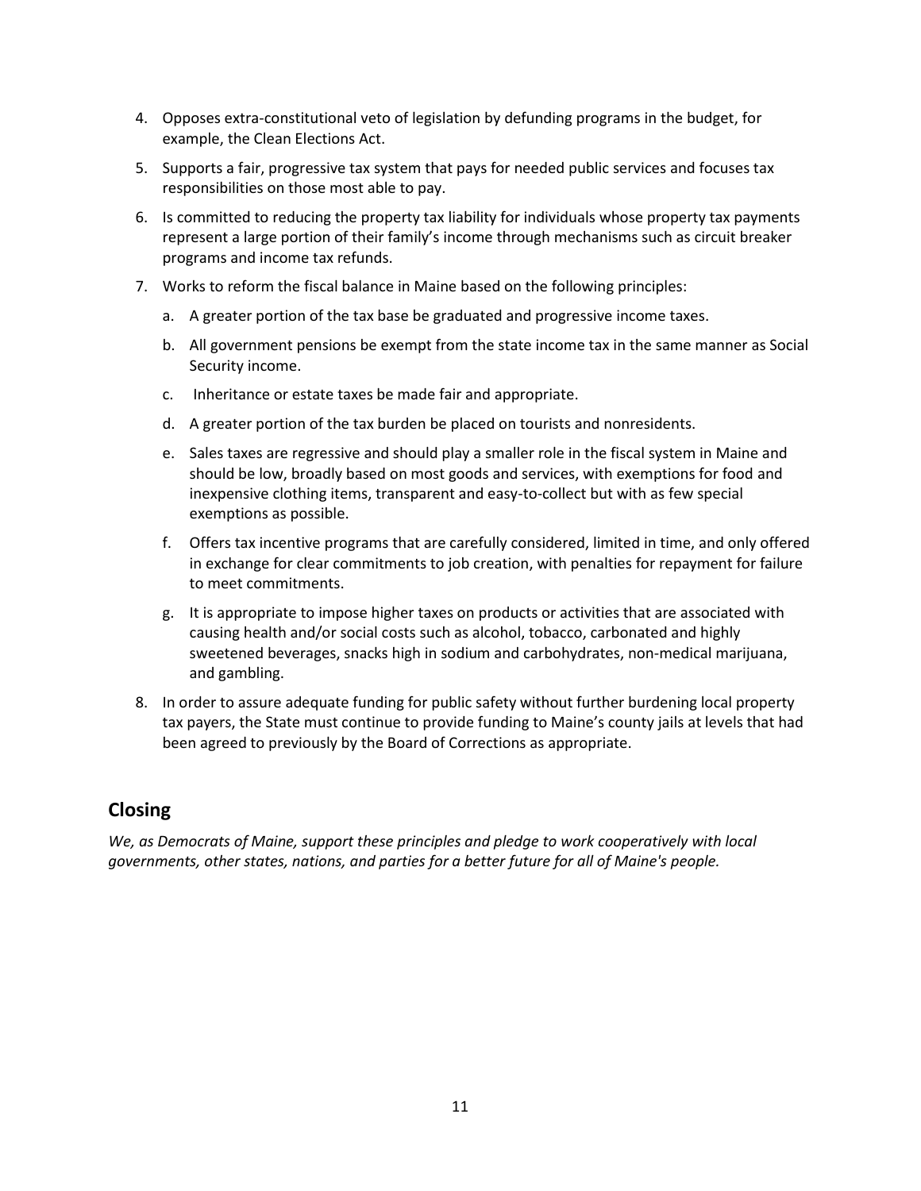4. Opposes extra-constitutional veto of legislation by defunding programs in the budget, for example, the Clean Elections Act.
5. Supports a fair, progressive tax system that pays for needed public services and focuses tax responsibilities on those most able to pay.
6. Is committed to reducing the property tax liability for individuals whose property tax payments represent a large portion of their family's income through mechanisms such as circuit breaker programs and income tax refunds.
7. Works to reform the fiscal balance in Maine based on the following principles:
   a. A greater portion of the tax base be graduated and progressive income taxes.
   b. All government pensions be exempt from the state income tax in the same manner as Social Security income.
   c. Inheritance or estate taxes be made fair and appropriate.
   d. A greater portion of the tax burden be placed on tourists and nonresidents.
   e. Sales taxes are regressive and should play a smaller role in the fiscal system in Maine and should be low, broadly based on most goods and services, with exemptions for food and inexpensive clothing items, transparent and easy-to-collect but with as few special exemptions as possible.
   f. Offers tax incentive programs that are carefully considered, limited in time, and only offered in exchange for clear commitments to job creation, with penalties for repayment for failure to meet commitments.
   g. It is appropriate to impose higher taxes on products or activities that are associated with causing health and/or social costs such as alcohol, tobacco, carbonated and highly sweetened beverages, snacks high in sodium and carbohydrates, non-medical marijuana, and gambling.
8. In order to assure adequate funding for public safety without further burdening local property tax payers, the State must continue to provide funding to Maine's county jails at levels that had been agreed to previously by the Board of Corrections as appropriate.

## Closing

*We, as Democrats of Maine, support these principles and pledge to work cooperatively with local governments, other states, nations, and parties for a better future for all of Maine's people.*